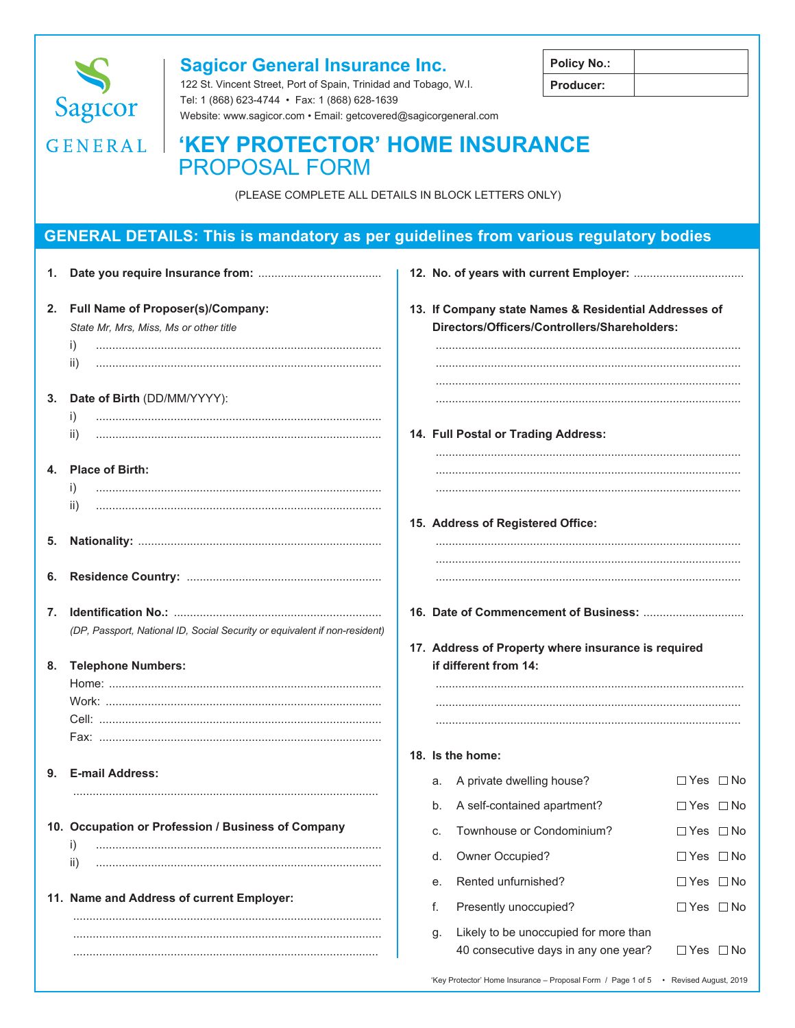# Sagicor General Insurance Inc.

122 St. Vincent Street, Port of Spain, Trinidad and Tobago, W.I.
Tel: 1 (868) 623-4744 • Fax: 1 (868) 628-1639
Website: www.sagicor.com • Email: getcovered@sagicorgeneral.com

| Policy No.: | |
|---|---|
| Producer: | |

# 'KEY PROTECTOR' HOME INSURANCE PROPOSAL FORM

(PLEASE COMPLETE ALL DETAILS IN BLOCK LETTERS ONLY)

## GENERAL DETAILS: This is mandatory as per guidelines from various regulatory bodies

1. **Date you require Insurance from:** ....................................

2. **Full Name of Proposer(s)/Company:**
   *State Mr, Mrs, Miss, Ms or other title*
   i) ....................................
   ii) ....................................

3. **Date of Birth** (DD/MM/YYYY):
   i) ....................................
   ii) ....................................

4. **Place of Birth:**
   i) ....................................
   ii) ....................................

5. **Nationality:** ....................................

6. **Residence Country:** ....................................

7. **Identification No.:** ....................................
   *(DP, Passport, National ID, Social Security or equivalent if non-resident)*

8. **Telephone Numbers:**
   Home: ....................................
   Work: ....................................
   Cell: ....................................
   Fax: ....................................

9. **E-mail Address:**
   ....................................

10. **Occupation or Profession / Business of Company**
    i) ....................................
    ii) ....................................

11. **Name and Address of current Employer:**
    ....................................
    ....................................
    ....................................

12. **No. of years with current Employer:** ....................................

13. **If Company state Names & Residential Addresses of Directors/Officers/Controllers/Shareholders:**
    ....................................
    ....................................
    ....................................
    ....................................

14. **Full Postal or Trading Address:**
    ....................................
    ....................................
    ....................................

15. **Address of Registered Office:**
    ....................................
    ....................................
    ....................................

16. **Date of Commencement of Business:** ....................................

17. **Address of Property where insurance is required if different from 14:**
    ....................................
    ....................................
    ....................................

18. **Is the home:**

| | | | |
|---|---|---|---|
| a. | A private dwelling house? | ☐ Yes | ☐ No |
| b. | A self-contained apartment? | ☐ Yes | ☐ No |
| c. | Townhouse or Condominium? | ☐ Yes | ☐ No |
| d. | Owner Occupied? | ☐ Yes | ☐ No |
| e. | Rented unfurnished? | ☐ Yes | ☐ No |
| f. | Presently unoccupied? | ☐ Yes | ☐ No |
| g. | Likely to be unoccupied for more than 40 consecutive days in any one year? | ☐ Yes | ☐ No |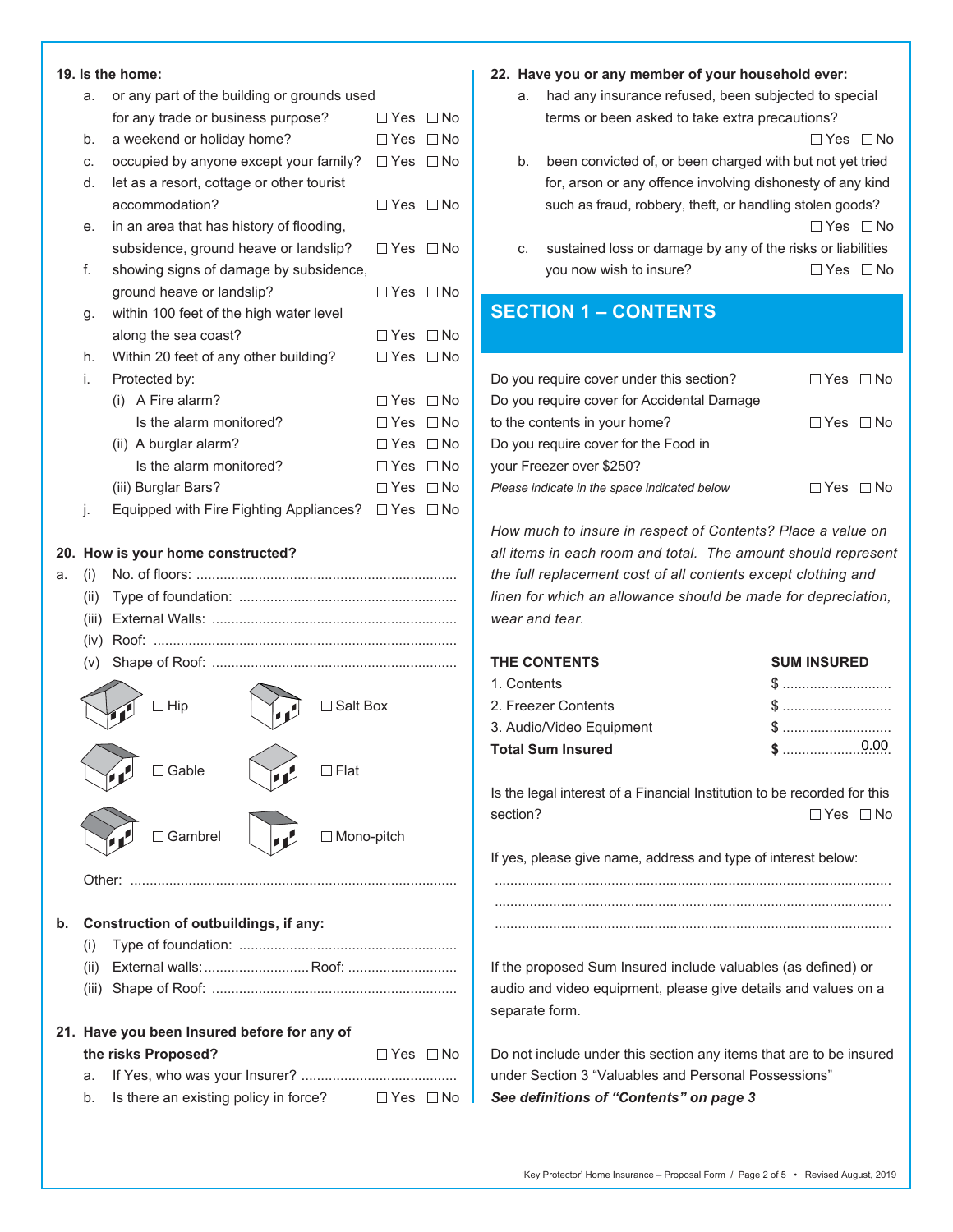**19. Is the home:**

a. or any part of the building or grounds used for any trade or business purpose? ☐ Yes ☐ No

b. a weekend or holiday home? ☐ Yes ☐ No

c. occupied by anyone except your family? ☐ Yes ☐ No

d. let as a resort, cottage or other tourist accommodation? ☐ Yes ☐ No

e. in an area that has history of flooding, subsidence, ground heave or landslip? ☐ Yes ☐ No

f. showing signs of damage by subsidence, ground heave or landslip? ☐ Yes ☐ No

g. within 100 feet of the high water level along the sea coast? ☐ Yes ☐ No

h. Within 20 feet of any other building? ☐ Yes ☐ No

i. Protected by:

(i) A Fire alarm? ☐ Yes ☐ No

Is the alarm monitored? ☐ Yes ☐ No

(ii) A burglar alarm? ☐ Yes ☐ No

Is the alarm monitored? ☐ Yes ☐ No

(iii) Burglar Bars? ☐ Yes ☐ No

j. Equipped with Fire Fighting Appliances? ☐ Yes ☐ No

**20. How is your home constructed?**

a. (i) No. of floors: ..................................................................

(ii) Type of foundation: ..........................................................

(iii) External Walls: ...............................................................

(iv) Roof: .............................................................................

(v) Shape of Roof: ..................................................................

☐ Hip ☐ Salt Box

☐ Gable ☐ Flat

☐ Gambrel ☐ Mono-pitch

Other: ....................................................................................

**b. Construction of outbuildings, if any:**

(i) Type of foundation: ..........................................................

(ii) External walls:.......................... Roof: ...........................

(iii) Shape of Roof: .................................................................

**21. Have you been Insured before for any of the risks Proposed?** ☐ Yes ☐ No

a. If Yes, who was your Insurer? ........................................

b. Is there an existing policy in force? ☐ Yes ☐ No

**22. Have you or any member of your household ever:**

a. had any insurance refused, been subjected to special terms or been asked to take extra precautions? ☐ Yes ☐ No

b. been convicted of, or been charged with but not yet tried for, arson or any offence involving dishonesty of any kind such as fraud, robbery, theft, or handling stolen goods? ☐ Yes ☐ No

c. sustained loss or damage by any of the risks or liabilities you now wish to insure? ☐ Yes ☐ No

## SECTION 1 – CONTENTS

Do you require cover under this section? ☐ Yes ☐ No

Do you require cover for Accidental Damage to the contents in your home? ☐ Yes ☐ No

Do you require cover for the Food in your Freezer over $250?

*Please indicate in the space indicated below* ☐ Yes ☐ No

*How much to insure in respect of Contents? Place a value on all items in each room and total. The amount should represent the full replacement cost of all contents except clothing and linen for which an allowance should be made for depreciation, wear and tear.*

| THE CONTENTS | SUM INSURED |
|---|---|
| 1. Contents | $ ............................ |
| 2. Freezer Contents | $ ............................ |
| 3. Audio/Video Equipment | $ ............................ |
| **Total Sum Insured** | **$** ..................0.00 |

Is the legal interest of a Financial Institution to be recorded for this section? ☐ Yes ☐ No

If yes, please give name, address and type of interest below:

..........................................................................................

..........................................................................................

..........................................................................................

If the proposed Sum Insured include valuables (as defined) or audio and video equipment, please give details and values on a separate form.

Do not include under this section any items that are to be insured under Section 3 "Valuables and Personal Possessions"

***See definitions of "Contents" on page 3***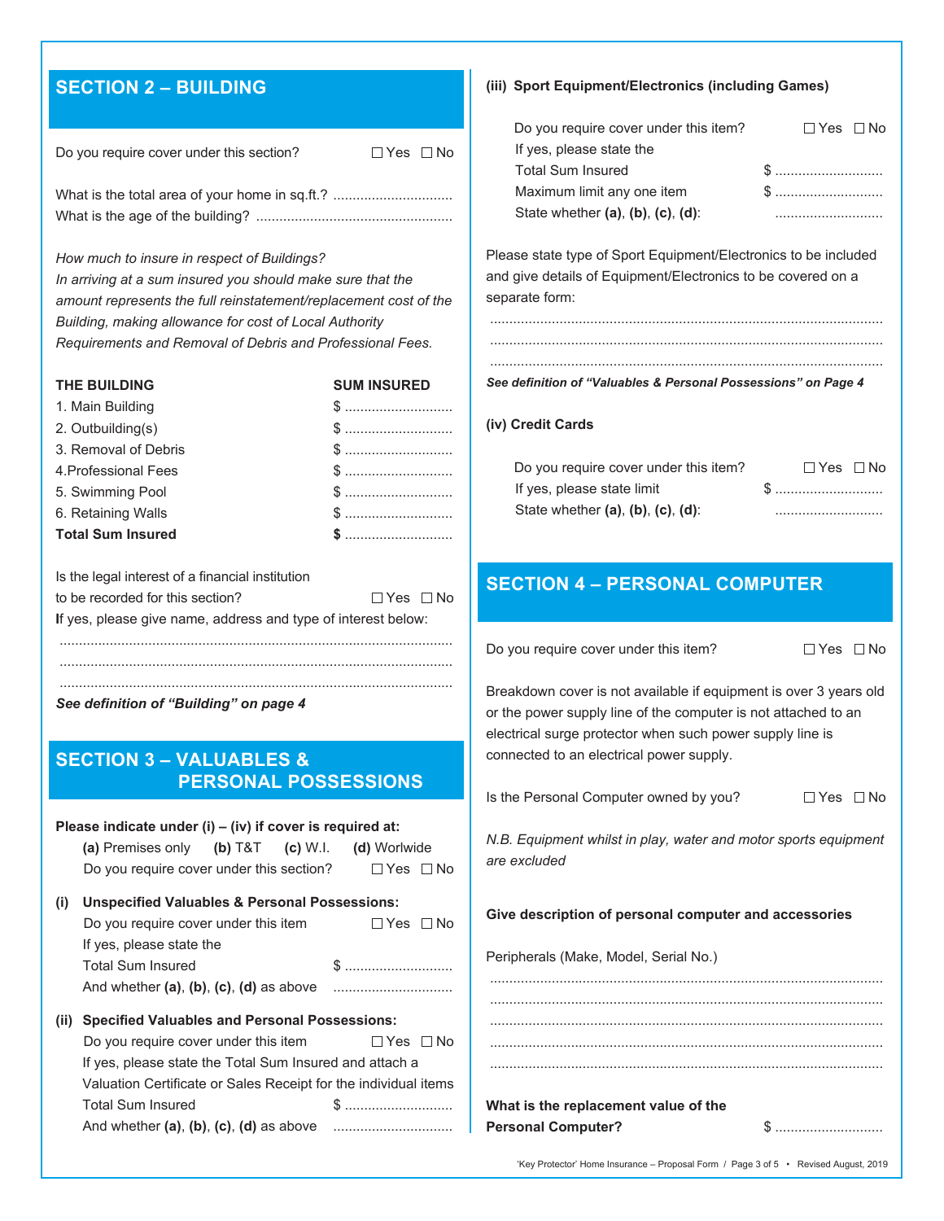## SECTION 2 – BUILDING

Do you require cover under this section? ☐ Yes ☐ No

What is the total area of your home in sq.ft.? ..............................

What is the age of the building? ..............................

*How much to insure in respect of Buildings?*
*In arriving at a sum insured you should make sure that the amount represents the full reinstatement/replacement cost of the Building, making allowance for cost of Local Authority Requirements and Removal of Debris and Professional Fees.*

| THE BUILDING | SUM INSURED |
|---|---|
| 1. Main Building | $ ............................ |
| 2. Outbuilding(s) | $ ............................ |
| 3. Removal of Debris | $ ............................ |
| 4. Professional Fees | $ ............................ |
| 5. Swimming Pool | $ ............................ |
| 6. Retaining Walls | $ ............................ |
| **Total Sum Insured** | **$** ............................ |

Is the legal interest of a financial institution to be recorded for this section? ☐ Yes ☐ No

If yes, please give name, address and type of interest below:

....................................................................................................

....................................................................................................

....................................................................................................

***See definition of "Building" on page 4***

## SECTION 3 – VALUABLES & PERSONAL POSSESSIONS

**Please indicate under (i) – (iv) if cover is required at:**

**(a)** Premises only **(b)** T&T **(c)** W.I. **(d)** Worlwide

Do you require cover under this section? ☐ Yes ☐ No

**(i) Unspecified Valuables & Personal Possessions:**

Do you require cover under this item ☐ Yes ☐ No

If yes, please state the

Total Sum Insured $ ............................

And whether **(a)**, **(b)**, **(c)**, **(d)** as above ..............................

**(ii) Specified Valuables and Personal Possessions:**

Do you require cover under this item ☐ Yes ☐ No

If yes, please state the Total Sum Insured and attach a Valuation Certificate or Sales Receipt for the individual items

Total Sum Insured $ ............................

And whether **(a)**, **(b)**, **(c)**, **(d)** as above ..............................

**(iii) Sport Equipment/Electronics (including Games)**

Do you require cover under this item? ☐ Yes ☐ No

If yes, please state the

Total Sum Insured $ ............................

Maximum limit any one item $ ............................

State whether **(a)**, **(b)**, **(c)**, **(d)**: ............................

Please state type of Sport Equipment/Electronics to be included and give details of Equipment/Electronics to be covered on a separate form:

....................................................................................................

....................................................................................................

....................................................................................................

***See definition of "Valuables & Personal Possessions" on Page 4***

**(iv) Credit Cards**

Do you require cover under this item? ☐ Yes ☐ No

If yes, please state limit $ ............................

State whether **(a)**, **(b)**, **(c)**, **(d)**: ............................

## SECTION 4 – PERSONAL COMPUTER

Do you require cover under this item? ☐ Yes ☐ No

Breakdown cover is not available if equipment is over 3 years old or the power supply line of the computer is not attached to an electrical surge protector when such power supply line is connected to an electrical power supply.

Is the Personal Computer owned by you? ☐ Yes ☐ No

*N.B. Equipment whilst in play, water and motor sports equipment are excluded*

**Give description of personal computer and accessories**

Peripherals (Make, Model, Serial No.)

....................................................................................................

....................................................................................................

....................................................................................................

....................................................................................................

....................................................................................................

**What is the replacement value of the Personal Computer?** $ ............................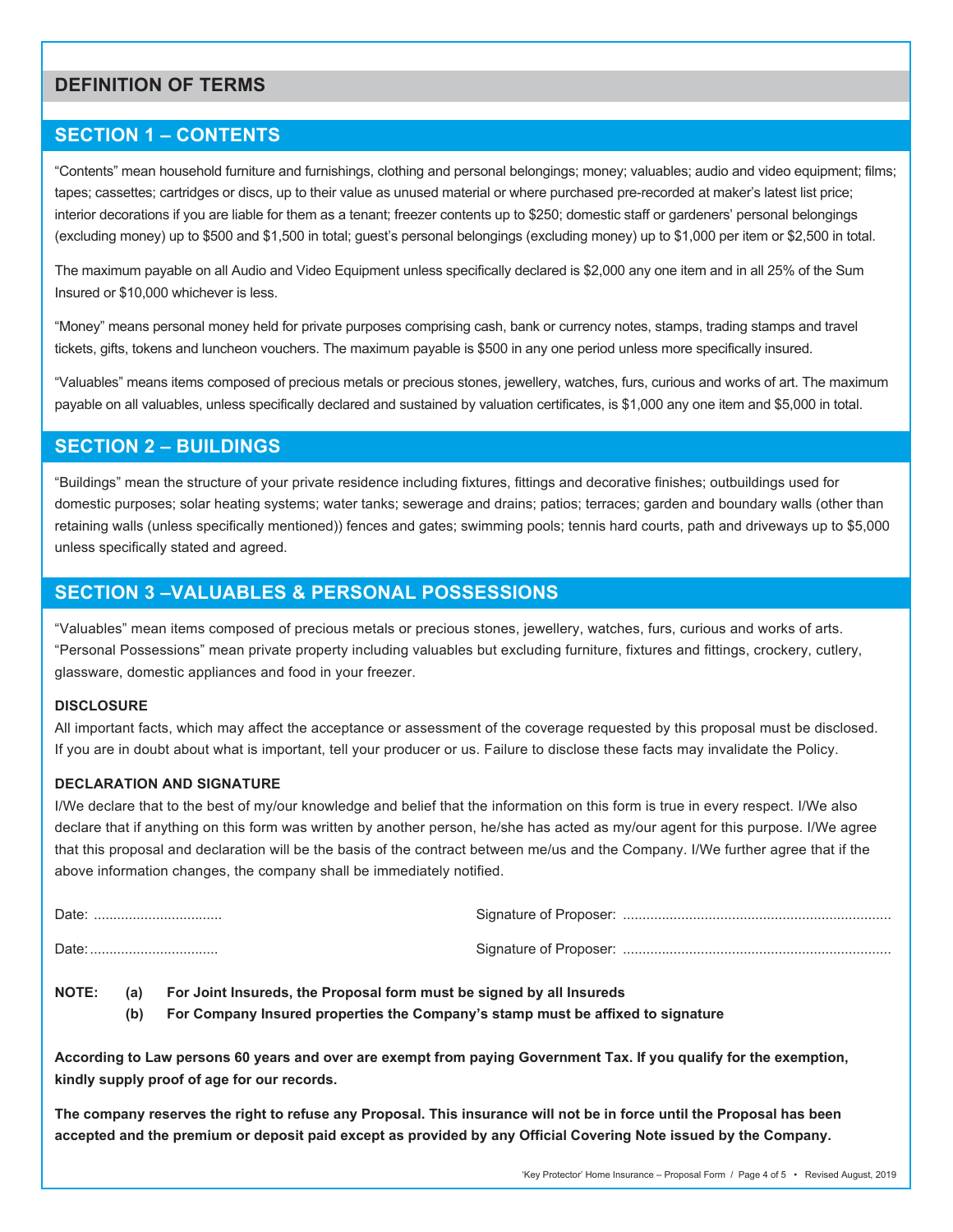## DEFINITION OF TERMS

## SECTION 1 – CONTENTS

"Contents" mean household furniture and furnishings, clothing and personal belongings; money; valuables; audio and video equipment; films; tapes; cassettes; cartridges or discs, up to their value as unused material or where purchased pre-recorded at maker's latest list price; interior decorations if you are liable for them as a tenant; freezer contents up to $250; domestic staff or gardeners' personal belongings (excluding money) up to $500 and $1,500 in total; guest's personal belongings (excluding money) up to $1,000 per item or $2,500 in total.

The maximum payable on all Audio and Video Equipment unless specifically declared is $2,000 any one item and in all 25% of the Sum Insured or $10,000 whichever is less.

"Money" means personal money held for private purposes comprising cash, bank or currency notes, stamps, trading stamps and travel tickets, gifts, tokens and luncheon vouchers. The maximum payable is $500 in any one period unless more specifically insured.

"Valuables" means items composed of precious metals or precious stones, jewellery, watches, furs, curious and works of art. The maximum payable on all valuables, unless specifically declared and sustained by valuation certificates, is $1,000 any one item and $5,000 in total.

## SECTION 2 – BUILDINGS

"Buildings" mean the structure of your private residence including fixtures, fittings and decorative finishes; outbuildings used for domestic purposes; solar heating systems; water tanks; sewerage and drains; patios; terraces; garden and boundary walls (other than retaining walls (unless specifically mentioned)) fences and gates; swimming pools; tennis hard courts, path and driveways up to $5,000 unless specifically stated and agreed.

## SECTION 3 –VALUABLES & PERSONAL POSSESSIONS

"Valuables" mean items composed of precious metals or precious stones, jewellery, watches, furs, curious and works of arts. "Personal Possessions" mean private property including valuables but excluding furniture, fixtures and fittings, crockery, cutlery, glassware, domestic appliances and food in your freezer.

### DISCLOSURE

All important facts, which may affect the acceptance or assessment of the coverage requested by this proposal must be disclosed. If you are in doubt about what is important, tell your producer or us. Failure to disclose these facts may invalidate the Policy.

### DECLARATION AND SIGNATURE

I/We declare that to the best of my/our knowledge and belief that the information on this form is true in every respect. I/We also declare that if anything on this form was written by another person, he/she has acted as my/our agent for this purpose. I/We agree that this proposal and declaration will be the basis of the contract between me/us and the Company. I/We further agree that if the above information changes, the company shall be immediately notified.

Date: ................................ Signature of Proposer: ....................................................................

Date: ................................ Signature of Proposer: ....................................................................

**NOTE: (a) For Joint Insureds, the Proposal form must be signed by all Insureds**

**(b) For Company Insured properties the Company's stamp must be affixed to signature**

**According to Law persons 60 years and over are exempt from paying Government Tax. If you qualify for the exemption, kindly supply proof of age for our records.**

**The company reserves the right to refuse any Proposal. This insurance will not be in force until the Proposal has been accepted and the premium or deposit paid except as provided by any Official Covering Note issued by the Company.**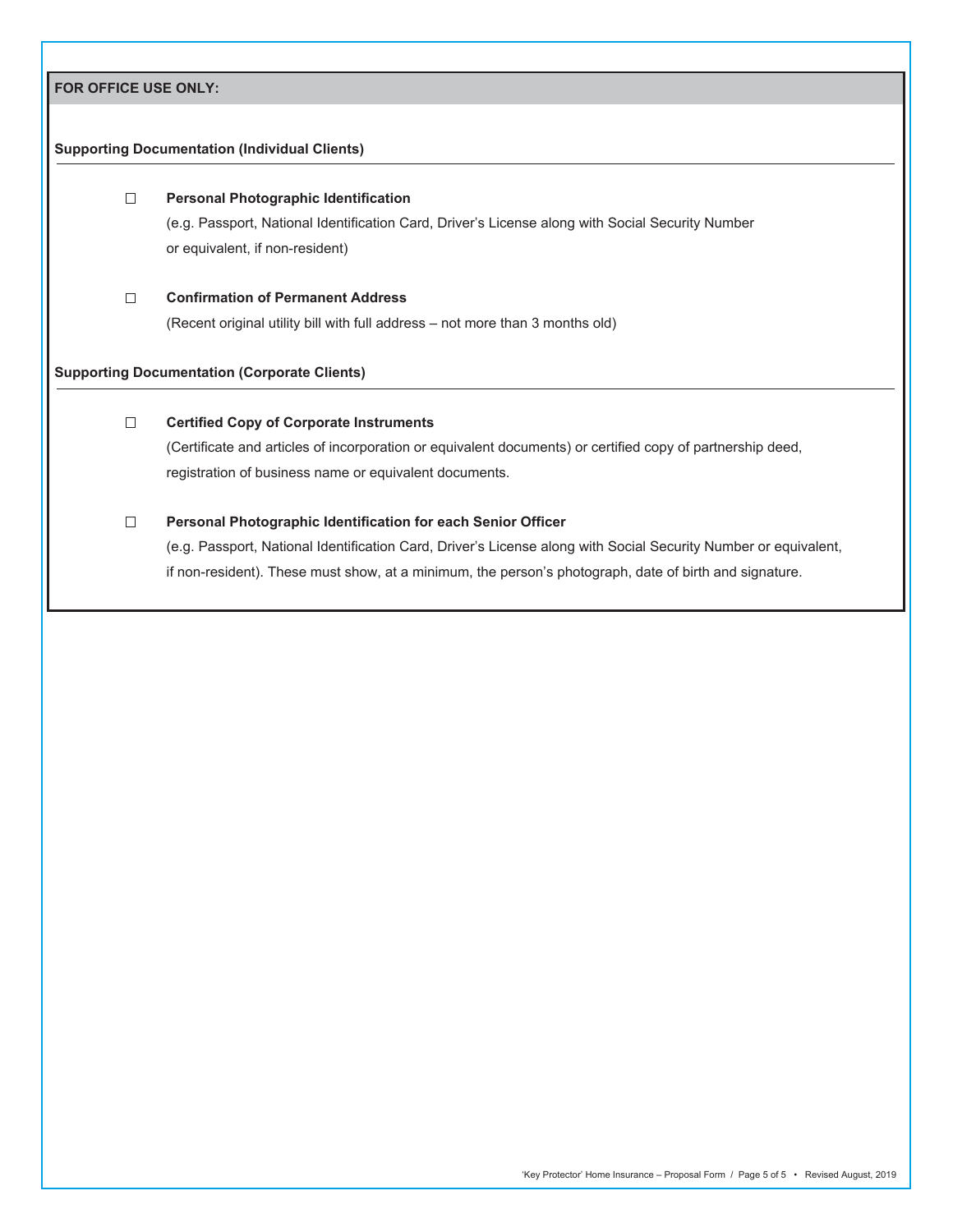**FOR OFFICE USE ONLY:**

**Supporting Documentation (Individual Clients)**

- ☐ **Personal Photographic Identification**
  (e.g. Passport, National Identification Card, Driver's License along with Social Security Number or equivalent, if non-resident)

- ☐ **Confirmation of Permanent Address**
  (Recent original utility bill with full address – not more than 3 months old)

**Supporting Documentation (Corporate Clients)**

- ☐ **Certified Copy of Corporate Instruments**
  (Certificate and articles of incorporation or equivalent documents) or certified copy of partnership deed, registration of business name or equivalent documents.

- ☐ **Personal Photographic Identification for each Senior Officer**
  (e.g. Passport, National Identification Card, Driver's License along with Social Security Number or equivalent, if non-resident). These must show, at a minimum, the person's photograph, date of birth and signature.